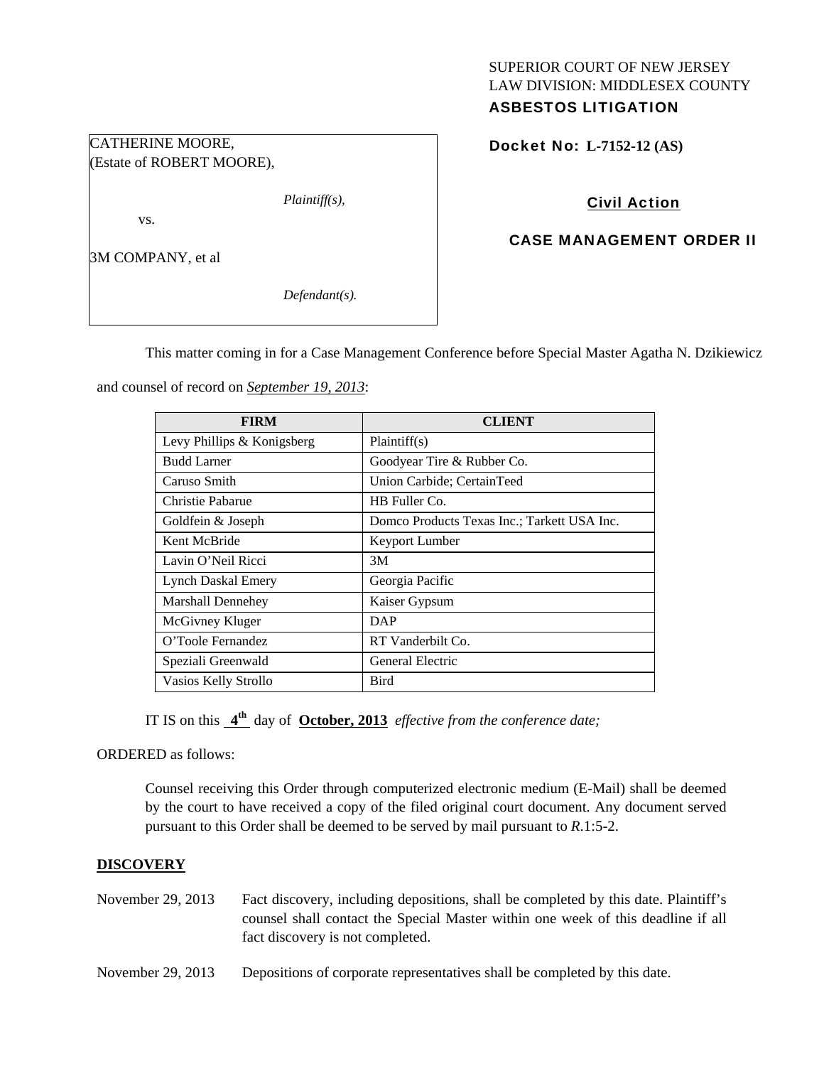SUPERIOR COURT OF NEW JERSEY
LAW DIVISION: MIDDLESEX COUNTY
**ASBESTOS LITIGATION**

CATHERINE MOORE,
(Estate of ROBERT MOORE),

*Plaintiff(s),*

vs.

3M COMPANY, et al

*Defendant(s).*

**Docket No: L-7152-12 (AS)**

**Civil Action**

**CASE MANAGEMENT ORDER II**

This matter coming in for a Case Management Conference before Special Master Agatha N. Dzikiewicz and counsel of record on *September 19, 2013*:

| FIRM | CLIENT |
|---|---|
| Levy Phillips & Konigsberg | Plaintiff(s) |
| Budd Larner | Goodyear Tire & Rubber Co. |
| Caruso Smith | Union Carbide; CertainTeed |
| Christie Pabarue | HB Fuller Co. |
| Goldfein & Joseph | Domco Products Texas Inc.; Tarkett USA Inc. |
| Kent McBride | Keyport Lumber |
| Lavin O'Neil Ricci | 3M |
| Lynch Daskal Emery | Georgia Pacific |
| Marshall Dennehey | Kaiser Gypsum |
| McGivney Kluger | DAP |
| O'Toole Fernandez | RT Vanderbilt Co. |
| Speziali Greenwald | General Electric |
| Vasios Kelly Strollo | Bird |

IT IS on this **4th** day of **October, 2013** *effective from the conference date;*

ORDERED as follows:

Counsel receiving this Order through computerized electronic medium (E-Mail) shall be deemed by the court to have received a copy of the filed original court document. Any document served pursuant to this Order shall be deemed to be served by mail pursuant to *R*.1:5-2.

**DISCOVERY**

November 29, 2013 Fact discovery, including depositions, shall be completed by this date. Plaintiff's counsel shall contact the Special Master within one week of this deadline if all fact discovery is not completed.

November 29, 2013 Depositions of corporate representatives shall be completed by this date.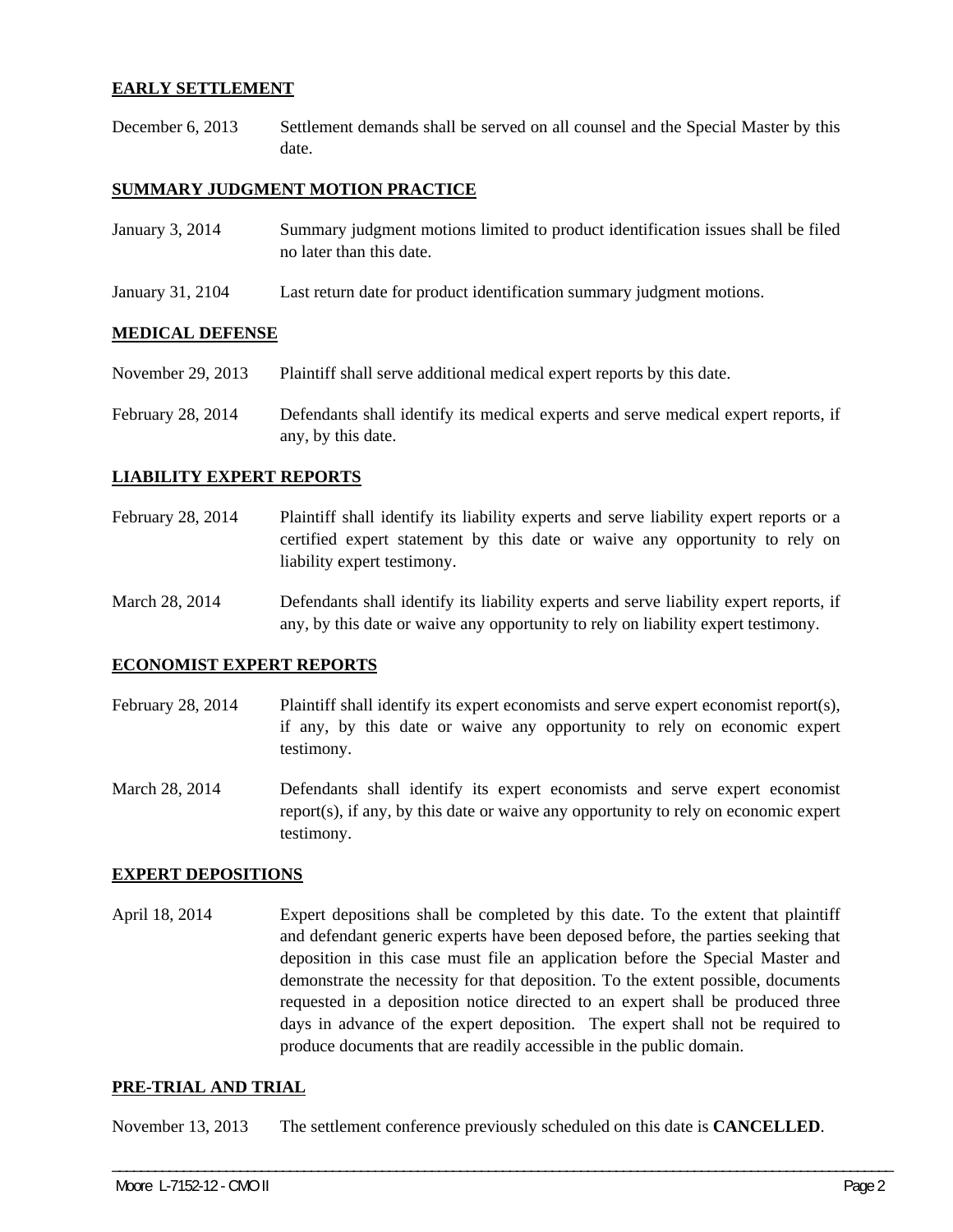## EARLY SETTLEMENT

December 6, 2013 Settlement demands shall be served on all counsel and the Special Master by this date.

## SUMMARY JUDGMENT MOTION PRACTICE

January 3, 2014 Summary judgment motions limited to product identification issues shall be filed no later than this date.

January 31, 2104 Last return date for product identification summary judgment motions.

## MEDICAL DEFENSE

November 29, 2013 Plaintiff shall serve additional medical expert reports by this date.

February 28, 2014 Defendants shall identify its medical experts and serve medical expert reports, if any, by this date.

## LIABILITY EXPERT REPORTS

February 28, 2014 Plaintiff shall identify its liability experts and serve liability expert reports or a certified expert statement by this date or waive any opportunity to rely on liability expert testimony.

March 28, 2014 Defendants shall identify its liability experts and serve liability expert reports, if any, by this date or waive any opportunity to rely on liability expert testimony.

## ECONOMIST EXPERT REPORTS

February 28, 2014 Plaintiff shall identify its expert economists and serve expert economist report(s), if any, by this date or waive any opportunity to rely on economic expert testimony.

March 28, 2014 Defendants shall identify its expert economists and serve expert economist report(s), if any, by this date or waive any opportunity to rely on economic expert testimony.

## EXPERT DEPOSITIONS

April 18, 2014 Expert depositions shall be completed by this date. To the extent that plaintiff and defendant generic experts have been deposed before, the parties seeking that deposition in this case must file an application before the Special Master and demonstrate the necessity for that deposition. To the extent possible, documents requested in a deposition notice directed to an expert shall be produced three days in advance of the expert deposition. The expert shall not be required to produce documents that are readily accessible in the public domain.

## PRE-TRIAL AND TRIAL

November 13, 2013 The settlement conference previously scheduled on this date is **CANCELLED**.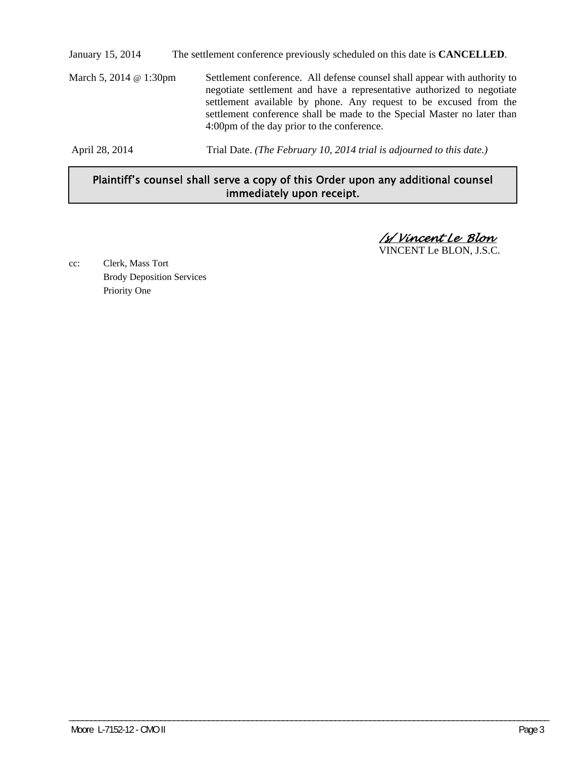| | |
|---|---|
| January 15, 2014 | The settlement conference previously scheduled on this date is **CANCELLED**. |
| March 5, 2014 @ 1:30pm | Settlement conference. All defense counsel shall appear with authority to negotiate settlement and have a representative authorized to negotiate settlement available by phone. Any request to be excused from the settlement conference shall be made to the Special Master no later than 4:00pm of the day prior to the conference. |
| April 28, 2014 | Trial Date. *(The February 10, 2014 trial is adjourned to this date.)* |

**Plaintiff's counsel shall serve a copy of this Order upon any additional counsel immediately upon receipt.**

*/s/ Vincent Le Blon*
VINCENT Le BLON, J.S.C.

cc: Clerk, Mass Tort
Brody Deposition Services
Priority One